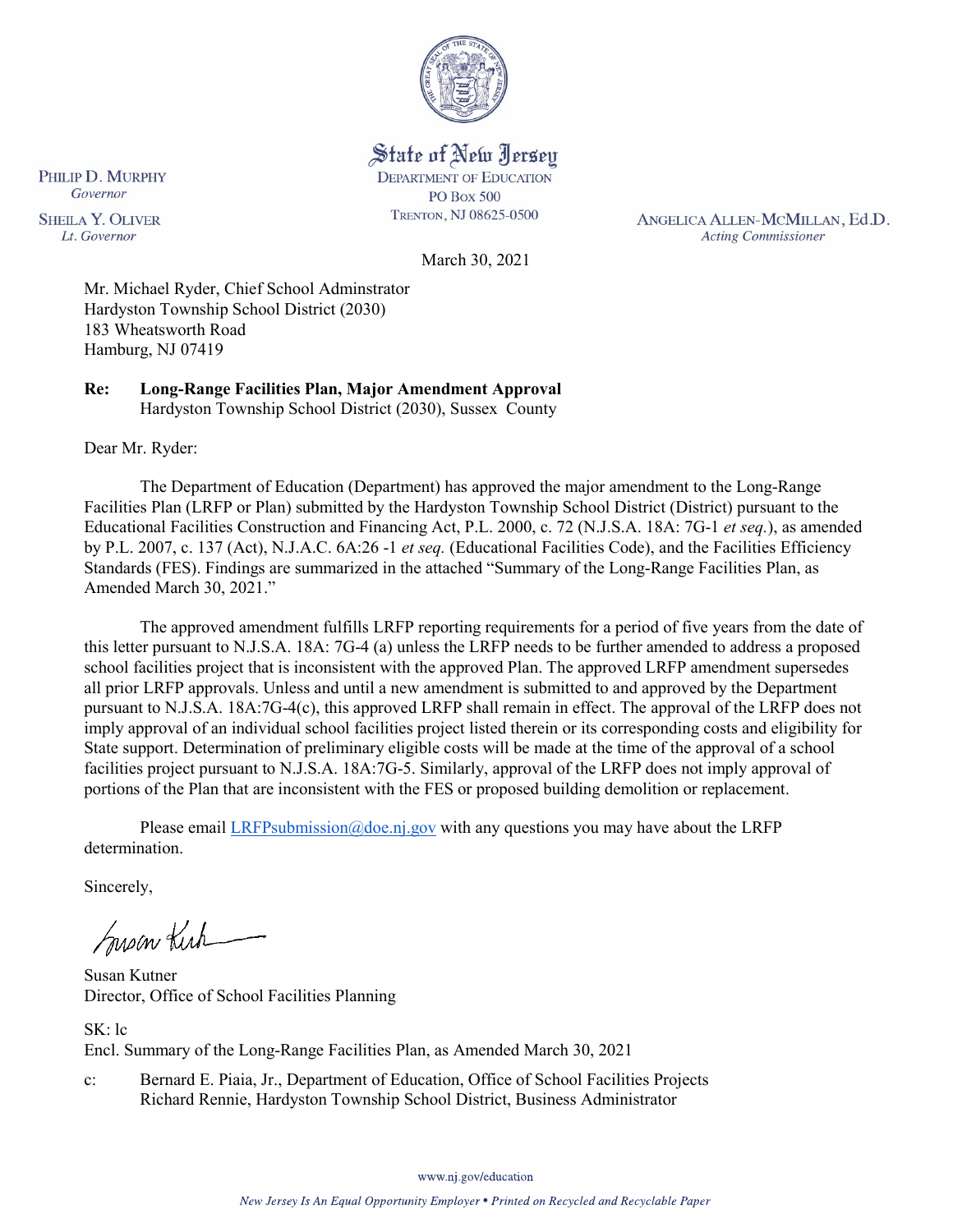State of New Jersey
DEPARTMENT OF EDUCATION
PO BOX 500
TRENTON, NJ 08625-0500

PHILIP D. MURPHY
*Governor*

SHEILA Y. OLIVER
*Lt. Governor*

ANGELICA ALLEN-MCMILLAN, Ed.D.
*Acting Commissioner*

March 30, 2021

Mr. Michael Ryder, Chief School Adminstrator
Hardyston Township School District (2030)
183 Wheatsworth Road
Hamburg, NJ 07419

**Re: Long-Range Facilities Plan, Major Amendment Approval**
Hardyston Township School District (2030), Sussex County

Dear Mr. Ryder:

The Department of Education (Department) has approved the major amendment to the Long-Range Facilities Plan (LRFP or Plan) submitted by the Hardyston Township School District (District) pursuant to the Educational Facilities Construction and Financing Act, P.L. 2000, c. 72 (N.J.S.A. 18A: 7G-1 *et seq.*), as amended by P.L. 2007, c. 137 (Act), N.J.A.C. 6A:26 -1 *et seq.* (Educational Facilities Code), and the Facilities Efficiency Standards (FES). Findings are summarized in the attached "Summary of the Long-Range Facilities Plan, as Amended March 30, 2021."

The approved amendment fulfills LRFP reporting requirements for a period of five years from the date of this letter pursuant to N.J.S.A. 18A: 7G-4 (a) unless the LRFP needs to be further amended to address a proposed school facilities project that is inconsistent with the approved Plan. The approved LRFP amendment supersedes all prior LRFP approvals. Unless and until a new amendment is submitted to and approved by the Department pursuant to N.J.S.A. 18A:7G-4(c), this approved LRFP shall remain in effect. The approval of the LRFP does not imply approval of an individual school facilities project listed therein or its corresponding costs and eligibility for State support. Determination of preliminary eligible costs will be made at the time of the approval of a school facilities project pursuant to N.J.S.A. 18A:7G-5. Similarly, approval of the LRFP does not imply approval of portions of the Plan that are inconsistent with the FES or proposed building demolition or replacement.

Please email LRFPsubmission@doe.nj.gov with any questions you may have about the LRFP determination.

Sincerely,

Susan Kutner
Director, Office of School Facilities Planning

SK: lc
Encl. Summary of the Long-Range Facilities Plan, as Amended March 30, 2021

c: Bernard E. Piaia, Jr., Department of Education, Office of School Facilities Projects
Richard Rennie, Hardyston Township School District, Business Administrator

www.nj.gov/education

*New Jersey Is An Equal Opportunity Employer • Printed on Recycled and Recyclable Paper*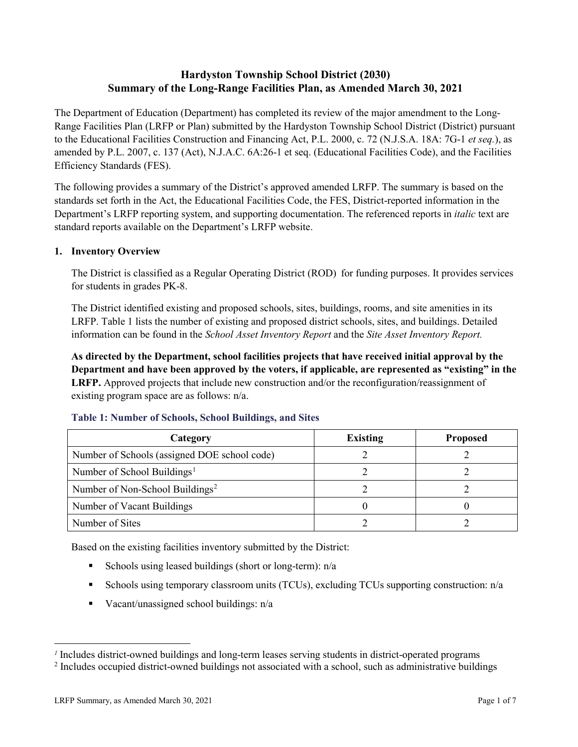# Hardyston Township School District (2030)
## Summary of the Long-Range Facilities Plan, as Amended March 30, 2021

The Department of Education (Department) has completed its review of the major amendment to the Long-Range Facilities Plan (LRFP or Plan) submitted by the Hardyston Township School District (District) pursuant to the Educational Facilities Construction and Financing Act, P.L. 2000, c. 72 (N.J.S.A. 18A: 7G-1 *et seq.*), as amended by P.L. 2007, c. 137 (Act), N.J.A.C. 6A:26-1 et seq. (Educational Facilities Code), and the Facilities Efficiency Standards (FES).

The following provides a summary of the District's approved amended LRFP. The summary is based on the standards set forth in the Act, the Educational Facilities Code, the FES, District-reported information in the Department's LRFP reporting system, and supporting documentation. The referenced reports in *italic* text are standard reports available on the Department's LRFP website.

### 1. Inventory Overview

The District is classified as a Regular Operating District (ROD) for funding purposes. It provides services for students in grades PK-8.

The District identified existing and proposed schools, sites, buildings, rooms, and site amenities in its LRFP. Table 1 lists the number of existing and proposed district schools, sites, and buildings. Detailed information can be found in the *School Asset Inventory Report* and the *Site Asset Inventory Report.*

**As directed by the Department, school facilities projects that have received initial approval by the Department and have been approved by the voters, if applicable, are represented as "existing" in the LRFP.** Approved projects that include new construction and/or the reconfiguration/reassignment of existing program space are as follows: n/a.

**Table 1: Number of Schools, School Buildings, and Sites**

| Category | Existing | Proposed |
|---|---|---|
| Number of Schools (assigned DOE school code) | 2 | 2 |
| Number of School Buildings[1] | 2 | 2 |
| Number of Non-School Buildings[2] | 2 | 2 |
| Number of Vacant Buildings | 0 | 0 |
| Number of Sites | 2 | 2 |

Based on the existing facilities inventory submitted by the District:

- Schools using leased buildings (short or long-term): n/a
- Schools using temporary classroom units (TCUs), excluding TCUs supporting construction: n/a
- Vacant/unassigned school buildings: n/a

---

[1] Includes district-owned buildings and long-term leases serving students in district-operated programs

[2] Includes occupied district-owned buildings not associated with a school, such as administrative buildings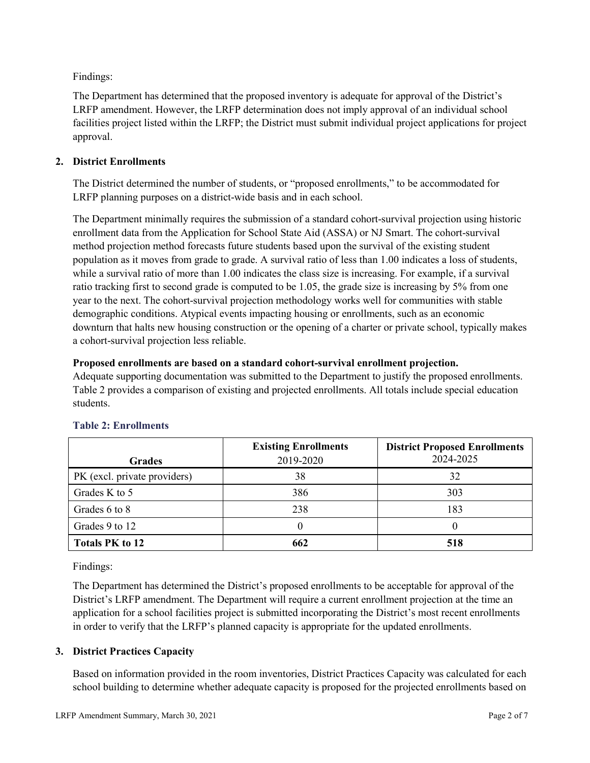Findings:

The Department has determined that the proposed inventory is adequate for approval of the District's LRFP amendment. However, the LRFP determination does not imply approval of an individual school facilities project listed within the LRFP; the District must submit individual project applications for project approval.

## 2. District Enrollments

The District determined the number of students, or "proposed enrollments," to be accommodated for LRFP planning purposes on a district-wide basis and in each school.

The Department minimally requires the submission of a standard cohort-survival projection using historic enrollment data from the Application for School State Aid (ASSA) or NJ Smart. The cohort-survival method projection method forecasts future students based upon the survival of the existing student population as it moves from grade to grade. A survival ratio of less than 1.00 indicates a loss of students, while a survival ratio of more than 1.00 indicates the class size is increasing. For example, if a survival ratio tracking first to second grade is computed to be 1.05, the grade size is increasing by 5% from one year to the next. The cohort-survival projection methodology works well for communities with stable demographic conditions. Atypical events impacting housing or enrollments, such as an economic downturn that halts new housing construction or the opening of a charter or private school, typically makes a cohort-survival projection less reliable.

**Proposed enrollments are based on a standard cohort-survival enrollment projection.**
Adequate supporting documentation was submitted to the Department to justify the proposed enrollments. Table 2 provides a comparison of existing and projected enrollments. All totals include special education students.

**Table 2: Enrollments**

| Grades | **Existing Enrollments** 2019-2020 | **District Proposed Enrollments** 2024-2025 |
|---|---|---|
| PK (excl. private providers) | 38 | 32 |
| Grades K to 5 | 386 | 303 |
| Grades 6 to 8 | 238 | 183 |
| Grades 9 to 12 | 0 | 0 |
| **Totals PK to 12** | **662** | **518** |

Findings:

The Department has determined the District's proposed enrollments to be acceptable for approval of the District's LRFP amendment. The Department will require a current enrollment projection at the time an application for a school facilities project is submitted incorporating the District's most recent enrollments in order to verify that the LRFP's planned capacity is appropriate for the updated enrollments.

## 3. District Practices Capacity

Based on information provided in the room inventories, District Practices Capacity was calculated for each school building to determine whether adequate capacity is proposed for the projected enrollments based on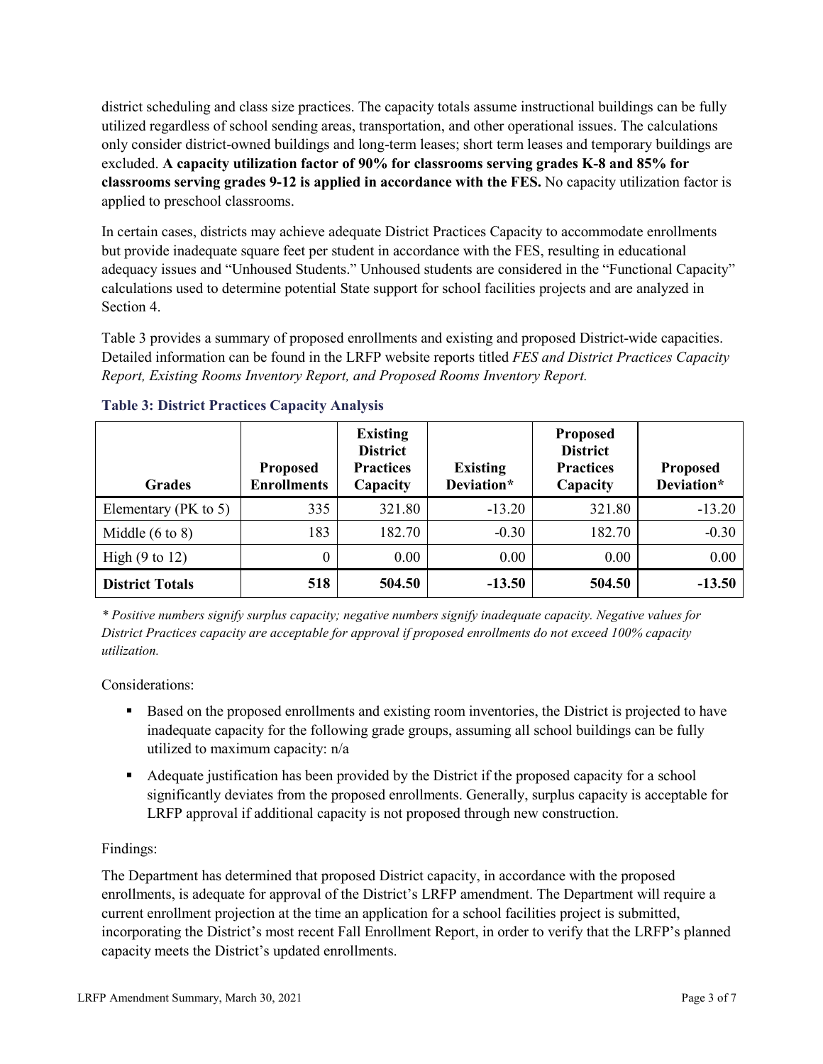district scheduling and class size practices. The capacity totals assume instructional buildings can be fully utilized regardless of school sending areas, transportation, and other operational issues. The calculations only consider district-owned buildings and long-term leases; short term leases and temporary buildings are excluded. **A capacity utilization factor of 90% for classrooms serving grades K-8 and 85% for classrooms serving grades 9-12 is applied in accordance with the FES.** No capacity utilization factor is applied to preschool classrooms.

In certain cases, districts may achieve adequate District Practices Capacity to accommodate enrollments but provide inadequate square feet per student in accordance with the FES, resulting in educational adequacy issues and "Unhoused Students." Unhoused students are considered in the "Functional Capacity" calculations used to determine potential State support for school facilities projects and are analyzed in Section 4.

Table 3 provides a summary of proposed enrollments and existing and proposed District-wide capacities. Detailed information can be found in the LRFP website reports titled *FES and District Practices Capacity Report, Existing Rooms Inventory Report, and Proposed Rooms Inventory Report.*

### Table 3: District Practices Capacity Analysis

| Grades | Proposed Enrollments | Existing District Practices Capacity | Existing Deviation* | Proposed District Practices Capacity | Proposed Deviation* |
|---|---|---|---|---|---|
| Elementary (PK to 5) | 335 | 321.80 | -13.20 | 321.80 | -13.20 |
| Middle (6 to 8) | 183 | 182.70 | -0.30 | 182.70 | -0.30 |
| High (9 to 12) | 0 | 0.00 | 0.00 | 0.00 | 0.00 |
| **District Totals** | **518** | **504.50** | **-13.50** | **504.50** | **-13.50** |

*\* Positive numbers signify surplus capacity; negative numbers signify inadequate capacity. Negative values for District Practices capacity are acceptable for approval if proposed enrollments do not exceed 100% capacity utilization.*

Considerations:

- Based on the proposed enrollments and existing room inventories, the District is projected to have inadequate capacity for the following grade groups, assuming all school buildings can be fully utilized to maximum capacity: n/a
- Adequate justification has been provided by the District if the proposed capacity for a school significantly deviates from the proposed enrollments. Generally, surplus capacity is acceptable for LRFP approval if additional capacity is not proposed through new construction.

Findings:

The Department has determined that proposed District capacity, in accordance with the proposed enrollments, is adequate for approval of the District's LRFP amendment. The Department will require a current enrollment projection at the time an application for a school facilities project is submitted, incorporating the District's most recent Fall Enrollment Report, in order to verify that the LRFP's planned capacity meets the District's updated enrollments.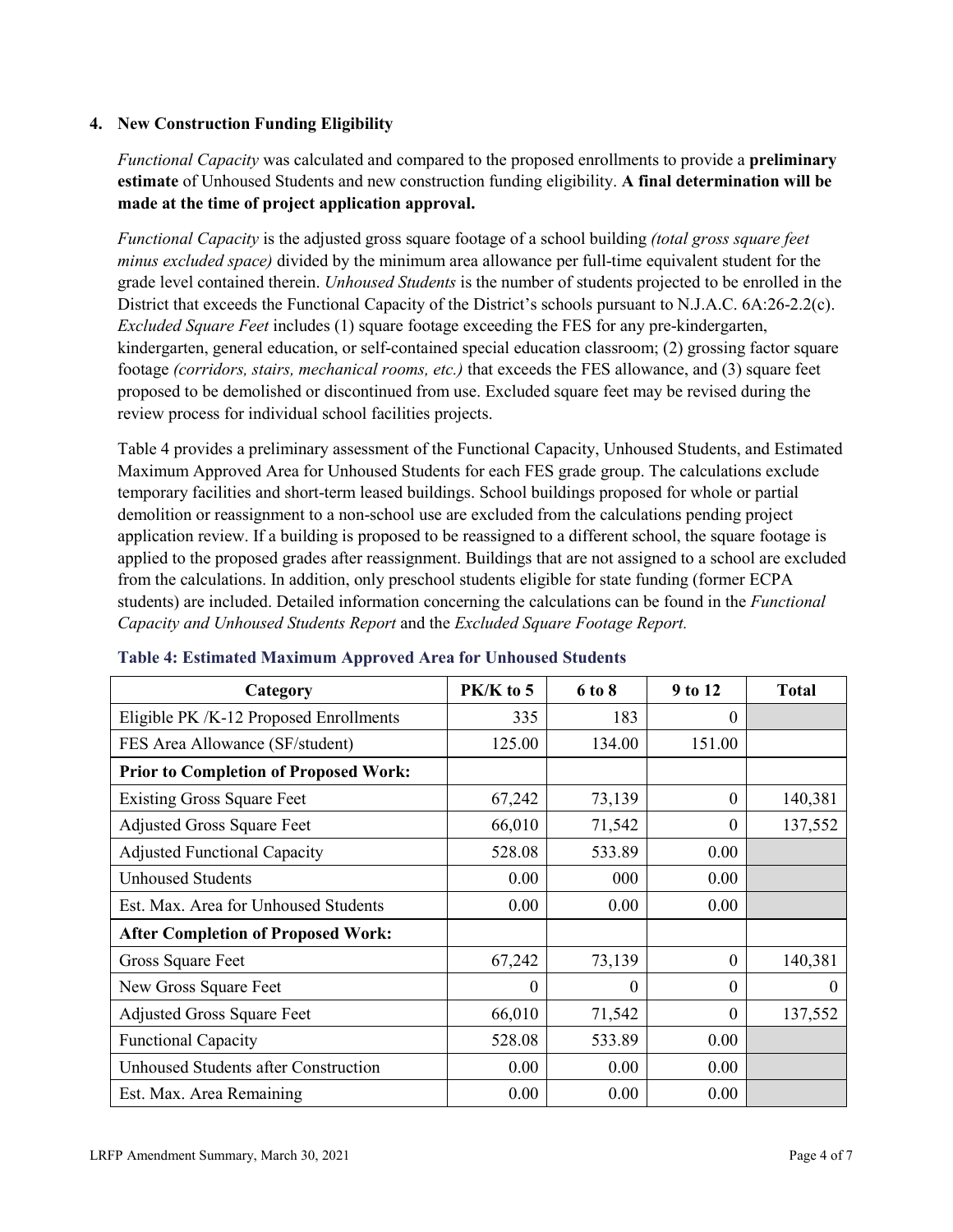### 4. New Construction Funding Eligibility

*Functional Capacity* was calculated and compared to the proposed enrollments to provide a **preliminary estimate** of Unhoused Students and new construction funding eligibility. **A final determination will be made at the time of project application approval.**

*Functional Capacity* is the adjusted gross square footage of a school building *(total gross square feet minus excluded space)* divided by the minimum area allowance per full-time equivalent student for the grade level contained therein. *Unhoused Students* is the number of students projected to be enrolled in the District that exceeds the Functional Capacity of the District's schools pursuant to N.J.A.C. 6A:26-2.2(c). *Excluded Square Feet* includes (1) square footage exceeding the FES for any pre-kindergarten, kindergarten, general education, or self-contained special education classroom; (2) grossing factor square footage *(corridors, stairs, mechanical rooms, etc.)* that exceeds the FES allowance, and (3) square feet proposed to be demolished or discontinued from use. Excluded square feet may be revised during the review process for individual school facilities projects.

Table 4 provides a preliminary assessment of the Functional Capacity, Unhoused Students, and Estimated Maximum Approved Area for Unhoused Students for each FES grade group. The calculations exclude temporary facilities and short-term leased buildings. School buildings proposed for whole or partial demolition or reassignment to a non-school use are excluded from the calculations pending project application review. If a building is proposed to be reassigned to a different school, the square footage is applied to the proposed grades after reassignment. Buildings that are not assigned to a school are excluded from the calculations. In addition, only preschool students eligible for state funding (former ECPA students) are included. Detailed information concerning the calculations can be found in the *Functional Capacity and Unhoused Students Report* and the *Excluded Square Footage Report.*

**Table 4: Estimated Maximum Approved Area for Unhoused Students**

| Category | PK/K to 5 | 6 to 8 | 9 to 12 | Total |
|---|---|---|---|---|
| Eligible PK /K-12 Proposed Enrollments | 335 | 183 | 0 | |
| FES Area Allowance (SF/student) | 125.00 | 134.00 | 151.00 | |
| **Prior to Completion of Proposed Work:** | | | | |
| Existing Gross Square Feet | 67,242 | 73,139 | 0 | 140,381 |
| Adjusted Gross Square Feet | 66,010 | 71,542 | 0 | 137,552 |
| Adjusted Functional Capacity | 528.08 | 533.89 | 0.00 | |
| Unhoused Students | 0.00 | 000 | 0.00 | |
| Est. Max. Area for Unhoused Students | 0.00 | 0.00 | 0.00 | |
| **After Completion of Proposed Work:** | | | | |
| Gross Square Feet | 67,242 | 73,139 | 0 | 140,381 |
| New Gross Square Feet | 0 | 0 | 0 | 0 |
| Adjusted Gross Square Feet | 66,010 | 71,542 | 0 | 137,552 |
| Functional Capacity | 528.08 | 533.89 | 0.00 | |
| Unhoused Students after Construction | 0.00 | 0.00 | 0.00 | |
| Est. Max. Area Remaining | 0.00 | 0.00 | 0.00 | |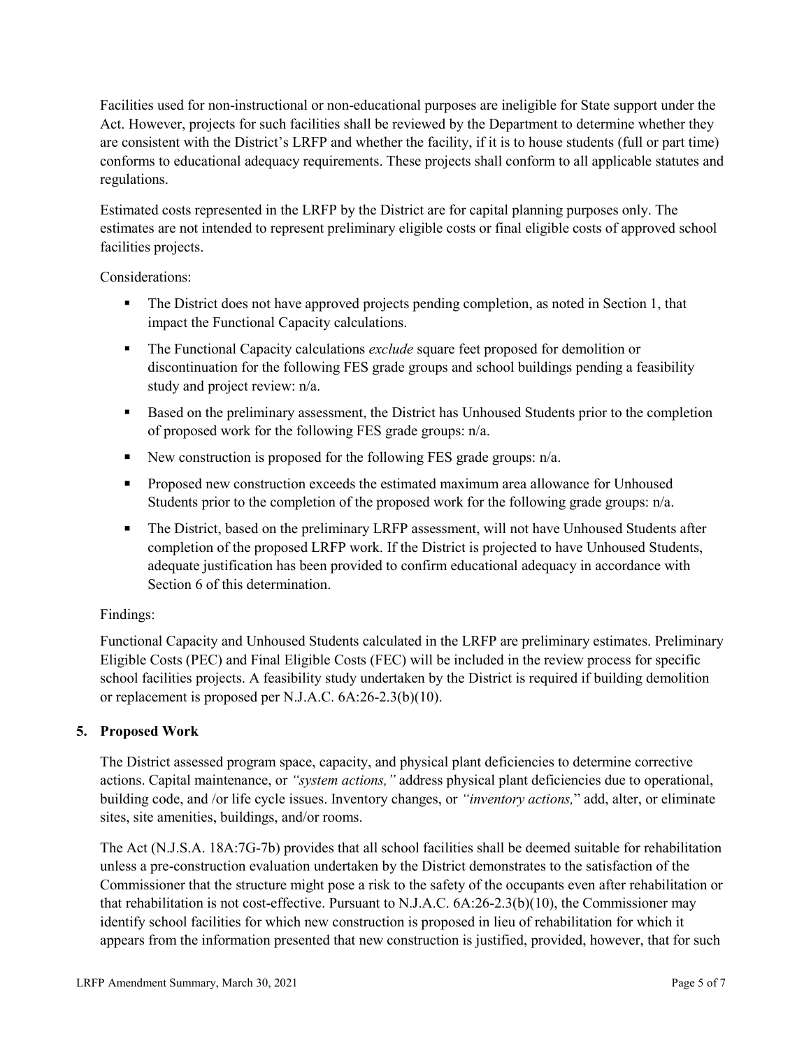Facilities used for non-instructional or non-educational purposes are ineligible for State support under the Act. However, projects for such facilities shall be reviewed by the Department to determine whether they are consistent with the District's LRFP and whether the facility, if it is to house students (full or part time) conforms to educational adequacy requirements. These projects shall conform to all applicable statutes and regulations.

Estimated costs represented in the LRFP by the District are for capital planning purposes only. The estimates are not intended to represent preliminary eligible costs or final eligible costs of approved school facilities projects.

Considerations:

- The District does not have approved projects pending completion, as noted in Section 1, that impact the Functional Capacity calculations.
- The Functional Capacity calculations *exclude* square feet proposed for demolition or discontinuation for the following FES grade groups and school buildings pending a feasibility study and project review: n/a.
- Based on the preliminary assessment, the District has Unhoused Students prior to the completion of proposed work for the following FES grade groups: n/a.
- New construction is proposed for the following FES grade groups: n/a.
- Proposed new construction exceeds the estimated maximum area allowance for Unhoused Students prior to the completion of the proposed work for the following grade groups: n/a.
- The District, based on the preliminary LRFP assessment, will not have Unhoused Students after completion of the proposed LRFP work. If the District is projected to have Unhoused Students, adequate justification has been provided to confirm educational adequacy in accordance with Section 6 of this determination.

Findings:

Functional Capacity and Unhoused Students calculated in the LRFP are preliminary estimates. Preliminary Eligible Costs (PEC) and Final Eligible Costs (FEC) will be included in the review process for specific school facilities projects. A feasibility study undertaken by the District is required if building demolition or replacement is proposed per N.J.A.C. 6A:26-2.3(b)(10).

## 5. Proposed Work

The District assessed program space, capacity, and physical plant deficiencies to determine corrective actions. Capital maintenance, or *"system actions,"* address physical plant deficiencies due to operational, building code, and /or life cycle issues. Inventory changes, or *"inventory actions,"* add, alter, or eliminate sites, site amenities, buildings, and/or rooms.

The Act (N.J.S.A. 18A:7G-7b) provides that all school facilities shall be deemed suitable for rehabilitation unless a pre-construction evaluation undertaken by the District demonstrates to the satisfaction of the Commissioner that the structure might pose a risk to the safety of the occupants even after rehabilitation or that rehabilitation is not cost-effective. Pursuant to N.J.A.C. 6A:26-2.3(b)(10), the Commissioner may identify school facilities for which new construction is proposed in lieu of rehabilitation for which it appears from the information presented that new construction is justified, provided, however, that for such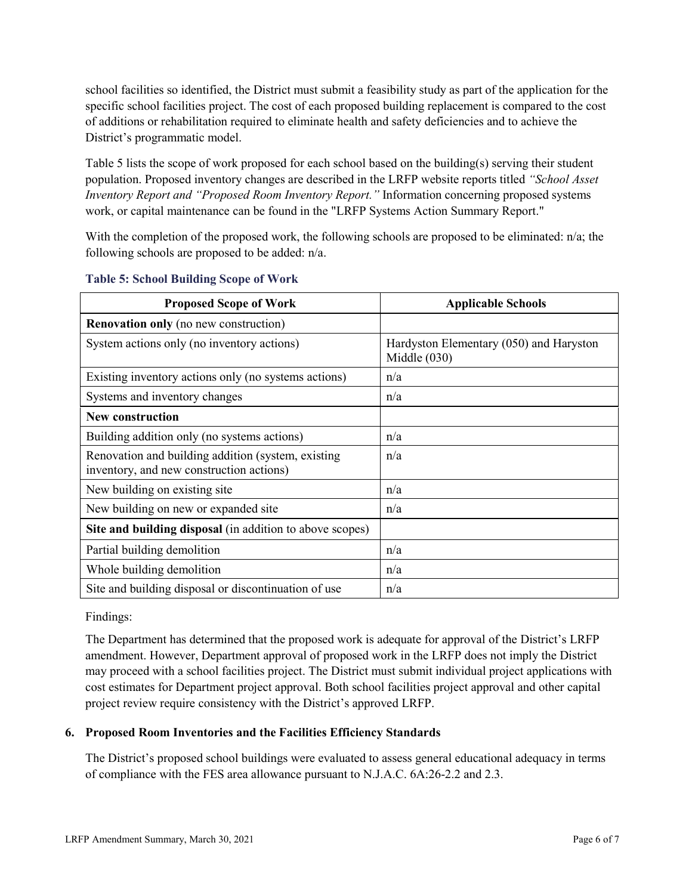school facilities so identified, the District must submit a feasibility study as part of the application for the specific school facilities project. The cost of each proposed building replacement is compared to the cost of additions or rehabilitation required to eliminate health and safety deficiencies and to achieve the District's programmatic model.

Table 5 lists the scope of work proposed for each school based on the building(s) serving their student population. Proposed inventory changes are described in the LRFP website reports titled *"School Asset Inventory Report and "Proposed Room Inventory Report."* Information concerning proposed systems work, or capital maintenance can be found in the "LRFP Systems Action Summary Report."

With the completion of the proposed work, the following schools are proposed to be eliminated: n/a; the following schools are proposed to be added: n/a.

**Table 5: School Building Scope of Work**

| Proposed Scope of Work | Applicable Schools |
|---|---|
| **Renovation only** (no new construction) | |
| System actions only (no inventory actions) | Hardyston Elementary (050) and Haryston Middle (030) |
| Existing inventory actions only (no systems actions) | n/a |
| Systems and inventory changes | n/a |
| **New construction** | |
| Building addition only (no systems actions) | n/a |
| Renovation and building addition (system, existing inventory, and new construction actions) | n/a |
| New building on existing site | n/a |
| New building on new or expanded site | n/a |
| **Site and building disposal** (in addition to above scopes) | |
| Partial building demolition | n/a |
| Whole building demolition | n/a |
| Site and building disposal or discontinuation of use | n/a |

Findings:

The Department has determined that the proposed work is adequate for approval of the District's LRFP amendment. However, Department approval of proposed work in the LRFP does not imply the District may proceed with a school facilities project. The District must submit individual project applications with cost estimates for Department project approval. Both school facilities project approval and other capital project review require consistency with the District's approved LRFP.

### 6. Proposed Room Inventories and the Facilities Efficiency Standards

The District's proposed school buildings were evaluated to assess general educational adequacy in terms of compliance with the FES area allowance pursuant to N.J.A.C. 6A:26-2.2 and 2.3.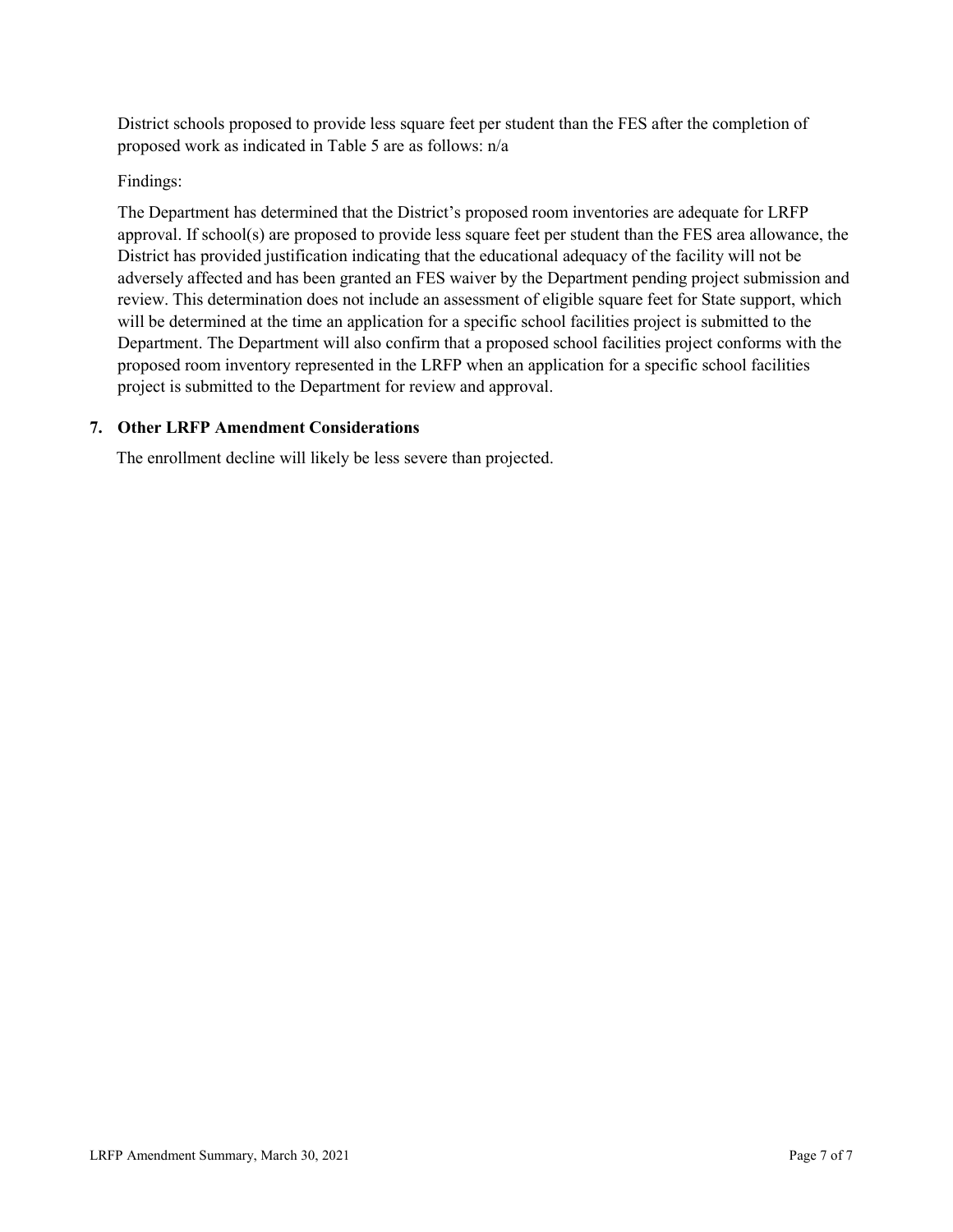District schools proposed to provide less square feet per student than the FES after the completion of proposed work as indicated in Table 5 are as follows: n/a

Findings:

The Department has determined that the District's proposed room inventories are adequate for LRFP approval. If school(s) are proposed to provide less square feet per student than the FES area allowance, the District has provided justification indicating that the educational adequacy of the facility will not be adversely affected and has been granted an FES waiver by the Department pending project submission and review. This determination does not include an assessment of eligible square feet for State support, which will be determined at the time an application for a specific school facilities project is submitted to the Department. The Department will also confirm that a proposed school facilities project conforms with the proposed room inventory represented in the LRFP when an application for a specific school facilities project is submitted to the Department for review and approval.

## 7. Other LRFP Amendment Considerations

The enrollment decline will likely be less severe than projected.